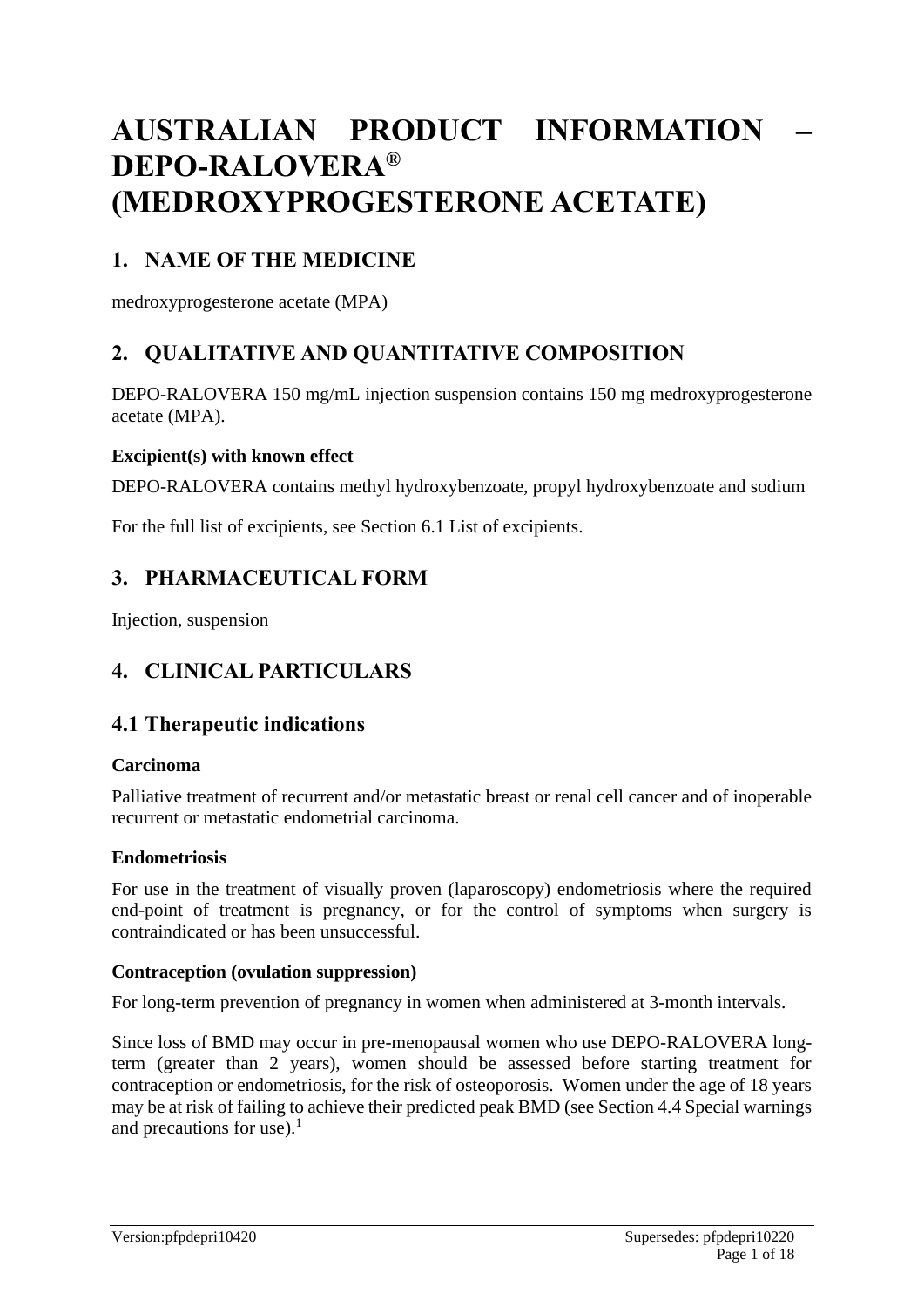# AUSTRALIAN PRODUCT INFORMATION – DEPO-RALOVERA® (MEDROXYPROGESTERONE ACETATE)

## 1. NAME OF THE MEDICINE

medroxyprogesterone acetate (MPA)

## 2. QUALITATIVE AND QUANTITATIVE COMPOSITION

DEPO-RALOVERA 150 mg/mL injection suspension contains 150 mg medroxyprogesterone acetate (MPA).

**Excipient(s) with known effect**

DEPO-RALOVERA contains methyl hydroxybenzoate, propyl hydroxybenzoate and sodium

For the full list of excipients, see Section 6.1 List of excipients.

## 3. PHARMACEUTICAL FORM

Injection, suspension

## 4. CLINICAL PARTICULARS

## 4.1 Therapeutic indications

**Carcinoma**

Palliative treatment of recurrent and/or metastatic breast or renal cell cancer and of inoperable recurrent or metastatic endometrial carcinoma.

**Endometriosis**

For use in the treatment of visually proven (laparoscopy) endometriosis where the required end-point of treatment is pregnancy, or for the control of symptoms when surgery is contraindicated or has been unsuccessful.

**Contraception (ovulation suppression)**

For long-term prevention of pregnancy in women when administered at 3-month intervals.

Since loss of BMD may occur in pre-menopausal women who use DEPO-RALOVERA long-term (greater than 2 years), women should be assessed before starting treatment for contraception or endometriosis, for the risk of osteoporosis. Women under the age of 18 years may be at risk of failing to achieve their predicted peak BMD (see Section 4.4 Special warnings and precautions for use).[1]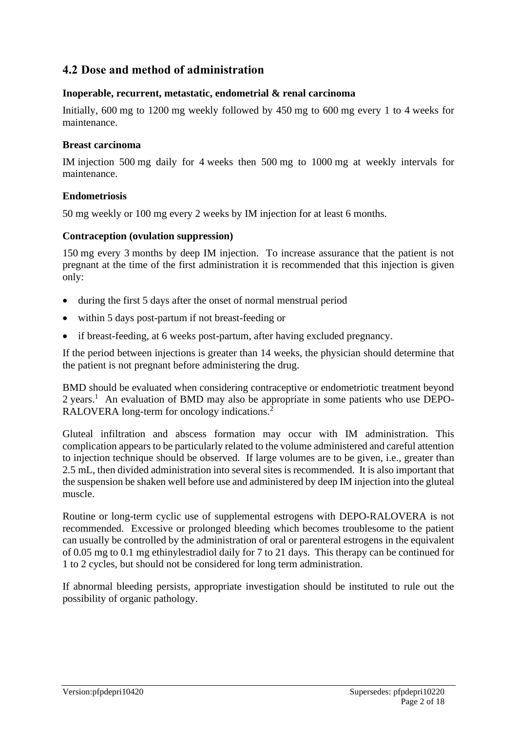## 4.2 Dose and method of administration

### Inoperable, recurrent, metastatic, endometrial & renal carcinoma

Initially, 600 mg to 1200 mg weekly followed by 450 mg to 600 mg every 1 to 4 weeks for maintenance.

### Breast carcinoma

IM injection 500 mg daily for 4 weeks then 500 mg to 1000 mg at weekly intervals for maintenance.

### Endometriosis

50 mg weekly or 100 mg every 2 weeks by IM injection for at least 6 months.

### Contraception (ovulation suppression)

150 mg every 3 months by deep IM injection. To increase assurance that the patient is not pregnant at the time of the first administration it is recommended that this injection is given only:

- during the first 5 days after the onset of normal menstrual period
- within 5 days post-partum if not breast-feeding or
- if breast-feeding, at 6 weeks post-partum, after having excluded pregnancy.

If the period between injections is greater than 14 weeks, the physician should determine that the patient is not pregnant before administering the drug.

BMD should be evaluated when considering contraceptive or endometriotic treatment beyond 2 years.[1] An evaluation of BMD may also be appropriate in some patients who use DEPO-RALOVERA long-term for oncology indications.[2]

Gluteal infiltration and abscess formation may occur with IM administration. This complication appears to be particularly related to the volume administered and careful attention to injection technique should be observed. If large volumes are to be given, i.e., greater than 2.5 mL, then divided administration into several sites is recommended. It is also important that the suspension be shaken well before use and administered by deep IM injection into the gluteal muscle.

Routine or long-term cyclic use of supplemental estrogens with DEPO-RALOVERA is not recommended. Excessive or prolonged bleeding which becomes troublesome to the patient can usually be controlled by the administration of oral or parenteral estrogens in the equivalent of 0.05 mg to 0.1 mg ethinylestradiol daily for 7 to 21 days. This therapy can be continued for 1 to 2 cycles, but should not be considered for long term administration.

If abnormal bleeding persists, appropriate investigation should be instituted to rule out the possibility of organic pathology.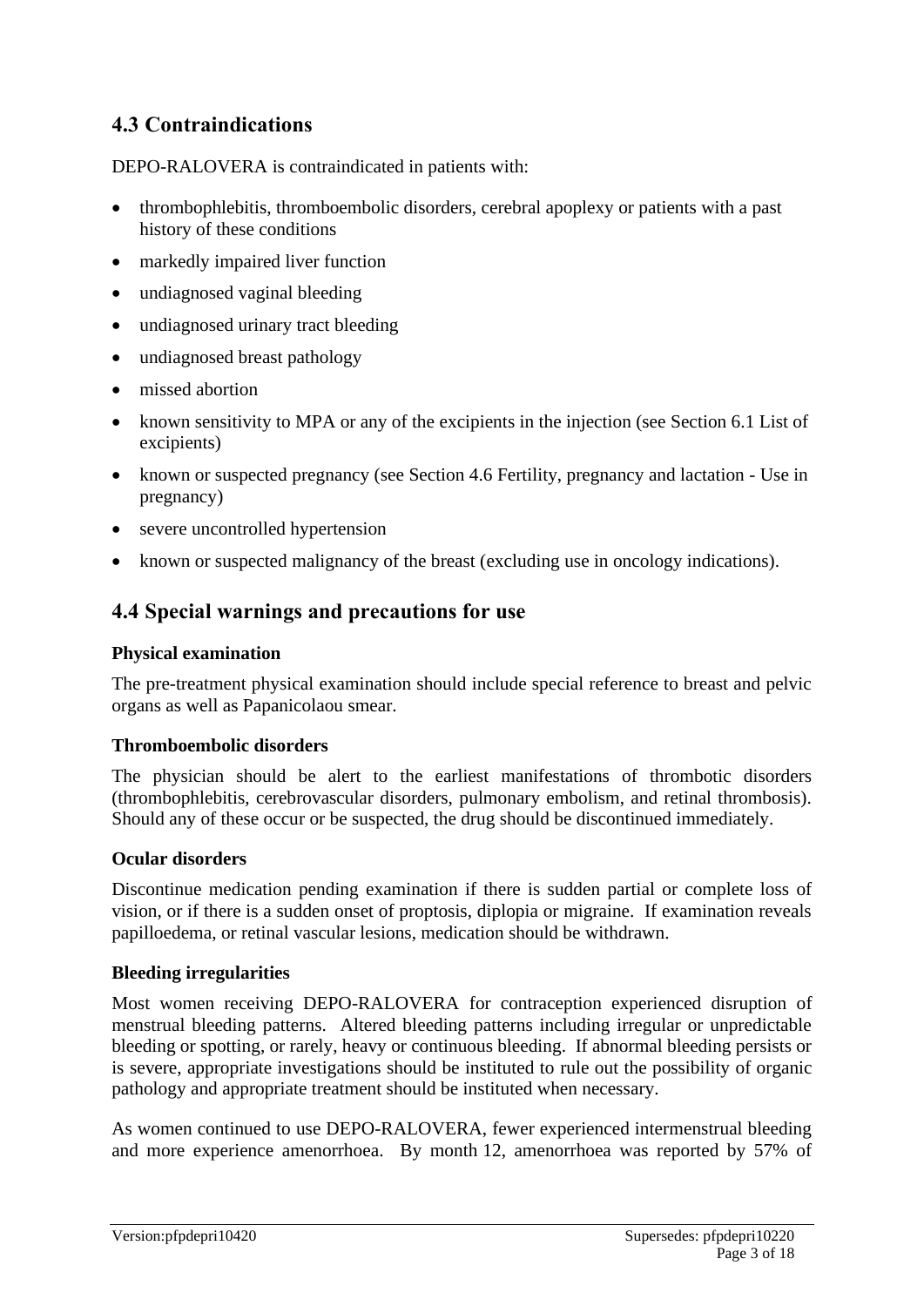## 4.3 Contraindications

DEPO-RALOVERA is contraindicated in patients with:

- thrombophlebitis, thromboembolic disorders, cerebral apoplexy or patients with a past history of these conditions
- markedly impaired liver function
- undiagnosed vaginal bleeding
- undiagnosed urinary tract bleeding
- undiagnosed breast pathology
- missed abortion
- known sensitivity to MPA or any of the excipients in the injection (see Section 6.1 List of excipients)
- known or suspected pregnancy (see Section 4.6 Fertility, pregnancy and lactation - Use in pregnancy)
- severe uncontrolled hypertension
- known or suspected malignancy of the breast (excluding use in oncology indications).

## 4.4 Special warnings and precautions for use

**Physical examination**

The pre-treatment physical examination should include special reference to breast and pelvic organs as well as Papanicolaou smear.

**Thromboembolic disorders**

The physician should be alert to the earliest manifestations of thrombotic disorders (thrombophlebitis, cerebrovascular disorders, pulmonary embolism, and retinal thrombosis). Should any of these occur or be suspected, the drug should be discontinued immediately.

**Ocular disorders**

Discontinue medication pending examination if there is sudden partial or complete loss of vision, or if there is a sudden onset of proptosis, diplopia or migraine. If examination reveals papilloedema, or retinal vascular lesions, medication should be withdrawn.

**Bleeding irregularities**

Most women receiving DEPO-RALOVERA for contraception experienced disruption of menstrual bleeding patterns. Altered bleeding patterns including irregular or unpredictable bleeding or spotting, or rarely, heavy or continuous bleeding. If abnormal bleeding persists or is severe, appropriate investigations should be instituted to rule out the possibility of organic pathology and appropriate treatment should be instituted when necessary.

As women continued to use DEPO-RALOVERA, fewer experienced intermenstrual bleeding and more experience amenorrhoea. By month 12, amenorrhoea was reported by 57% of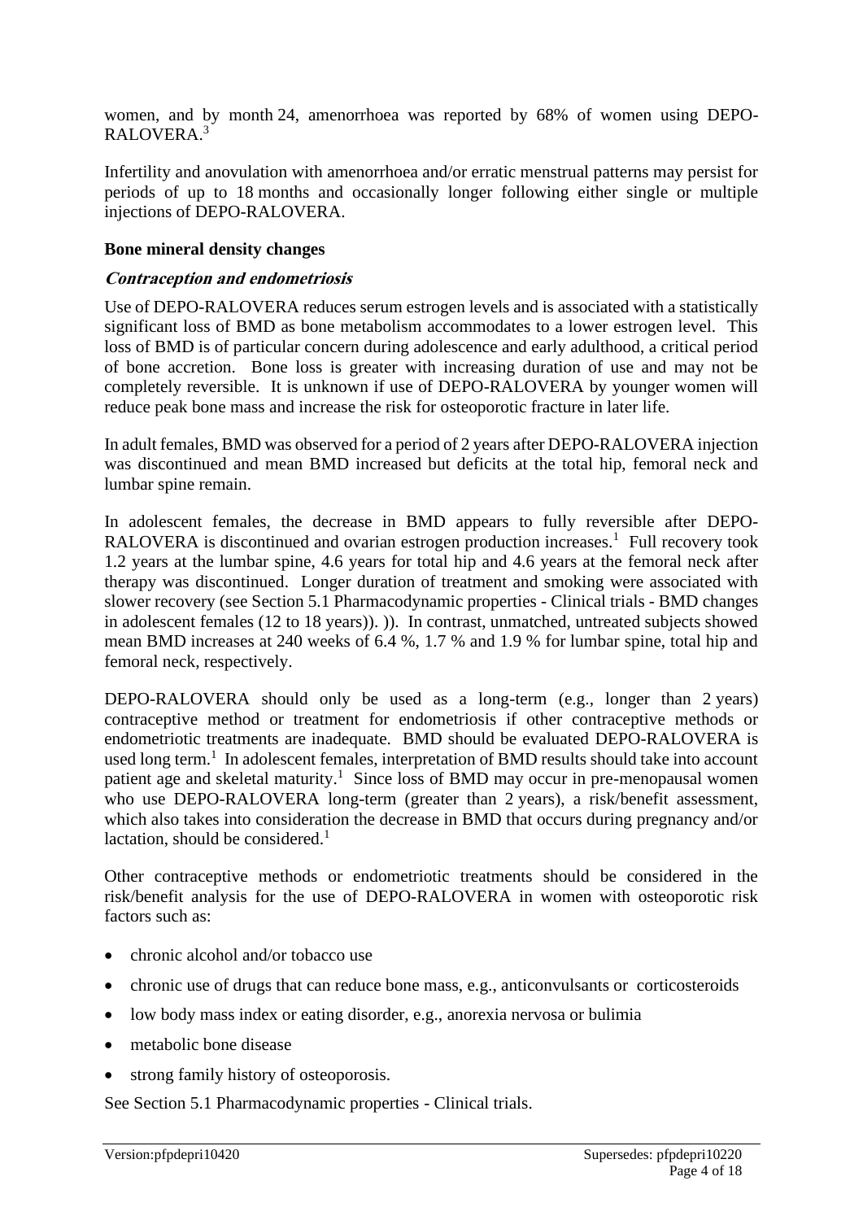women, and by month 24, amenorrhoea was reported by 68% of women using DEPO-RALOVERA.[3]

Infertility and anovulation with amenorrhoea and/or erratic menstrual patterns may persist for periods of up to 18 months and occasionally longer following either single or multiple injections of DEPO-RALOVERA.

**Bone mineral density changes**

***Contraception and endometriosis***

Use of DEPO-RALOVERA reduces serum estrogen levels and is associated with a statistically significant loss of BMD as bone metabolism accommodates to a lower estrogen level. This loss of BMD is of particular concern during adolescence and early adulthood, a critical period of bone accretion. Bone loss is greater with increasing duration of use and may not be completely reversible. It is unknown if use of DEPO-RALOVERA by younger women will reduce peak bone mass and increase the risk for osteoporotic fracture in later life.

In adult females, BMD was observed for a period of 2 years after DEPO-RALOVERA injection was discontinued and mean BMD increased but deficits at the total hip, femoral neck and lumbar spine remain.

In adolescent females, the decrease in BMD appears to fully reversible after DEPO-RALOVERA is discontinued and ovarian estrogen production increases.[1] Full recovery took 1.2 years at the lumbar spine, 4.6 years for total hip and 4.6 years at the femoral neck after therapy was discontinued. Longer duration of treatment and smoking were associated with slower recovery (see Section 5.1 Pharmacodynamic properties - Clinical trials - BMD changes in adolescent females (12 to 18 years)). )). In contrast, unmatched, untreated subjects showed mean BMD increases at 240 weeks of 6.4 %, 1.7 % and 1.9 % for lumbar spine, total hip and femoral neck, respectively.

DEPO-RALOVERA should only be used as a long-term (e.g., longer than 2 years) contraceptive method or treatment for endometriosis if other contraceptive methods or endometriotic treatments are inadequate. BMD should be evaluated DEPO-RALOVERA is used long term.[1] In adolescent females, interpretation of BMD results should take into account patient age and skeletal maturity.[1] Since loss of BMD may occur in pre-menopausal women who use DEPO-RALOVERA long-term (greater than 2 years), a risk/benefit assessment, which also takes into consideration the decrease in BMD that occurs during pregnancy and/or lactation, should be considered.[1]

Other contraceptive methods or endometriotic treatments should be considered in the risk/benefit analysis for the use of DEPO-RALOVERA in women with osteoporotic risk factors such as:

- chronic alcohol and/or tobacco use
- chronic use of drugs that can reduce bone mass, e.g., anticonvulsants or corticosteroids
- low body mass index or eating disorder, e.g., anorexia nervosa or bulimia
- metabolic bone disease
- strong family history of osteoporosis.

See Section 5.1 Pharmacodynamic properties - Clinical trials.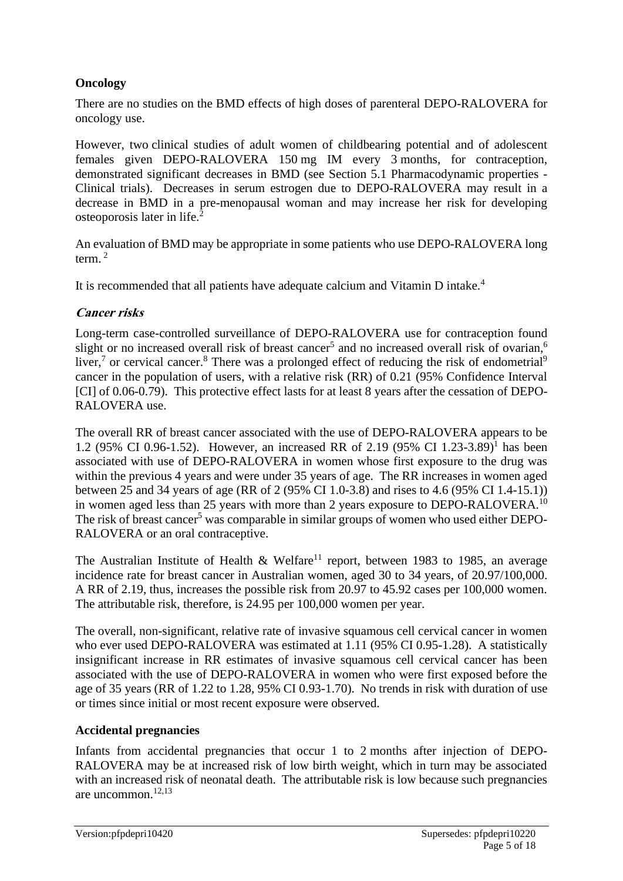### Oncology

There are no studies on the BMD effects of high doses of parenteral DEPO-RALOVERA for oncology use.

However, two clinical studies of adult women of childbearing potential and of adolescent females given DEPO-RALOVERA 150 mg IM every 3 months, for contraception, demonstrated significant decreases in BMD (see Section 5.1 Pharmacodynamic properties - Clinical trials). Decreases in serum estrogen due to DEPO-RALOVERA may result in a decrease in BMD in a pre-menopausal woman and may increase her risk for developing osteoporosis later in life.[2]

An evaluation of BMD may be appropriate in some patients who use DEPO-RALOVERA long term.[2]

It is recommended that all patients have adequate calcium and Vitamin D intake.[4]

#### *Cancer risks*

Long-term case-controlled surveillance of DEPO-RALOVERA use for contraception found slight or no increased overall risk of breast cancer[5] and no increased overall risk of ovarian,[6] liver,[7] or cervical cancer.[8] There was a prolonged effect of reducing the risk of endometrial[9] cancer in the population of users, with a relative risk (RR) of 0.21 (95% Confidence Interval [CI] of 0.06-0.79). This protective effect lasts for at least 8 years after the cessation of DEPO-RALOVERA use.

The overall RR of breast cancer associated with the use of DEPO-RALOVERA appears to be 1.2 (95% CI 0.96-1.52). However, an increased RR of 2.19 (95% CI 1.23-3.89)[1] has been associated with use of DEPO-RALOVERA in women whose first exposure to the drug was within the previous 4 years and were under 35 years of age. The RR increases in women aged between 25 and 34 years of age (RR of 2 (95% CI 1.0-3.8) and rises to 4.6 (95% CI 1.4-15.1)) in women aged less than 25 years with more than 2 years exposure to DEPO-RALOVERA.[10] The risk of breast cancer[5] was comparable in similar groups of women who used either DEPO-RALOVERA or an oral contraceptive.

The Australian Institute of Health & Welfare[11] report, between 1983 to 1985, an average incidence rate for breast cancer in Australian women, aged 30 to 34 years, of 20.97/100,000. A RR of 2.19, thus, increases the possible risk from 20.97 to 45.92 cases per 100,000 women. The attributable risk, therefore, is 24.95 per 100,000 women per year.

The overall, non-significant, relative rate of invasive squamous cell cervical cancer in women who ever used DEPO-RALOVERA was estimated at 1.11 (95% CI 0.95-1.28). A statistically insignificant increase in RR estimates of invasive squamous cell cervical cancer has been associated with the use of DEPO-RALOVERA in women who were first exposed before the age of 35 years (RR of 1.22 to 1.28, 95% CI 0.93-1.70). No trends in risk with duration of use or times since initial or most recent exposure were observed.

### Accidental pregnancies

Infants from accidental pregnancies that occur 1 to 2 months after injection of DEPO-RALOVERA may be at increased risk of low birth weight, which in turn may be associated with an increased risk of neonatal death. The attributable risk is low because such pregnancies are uncommon.[12,13]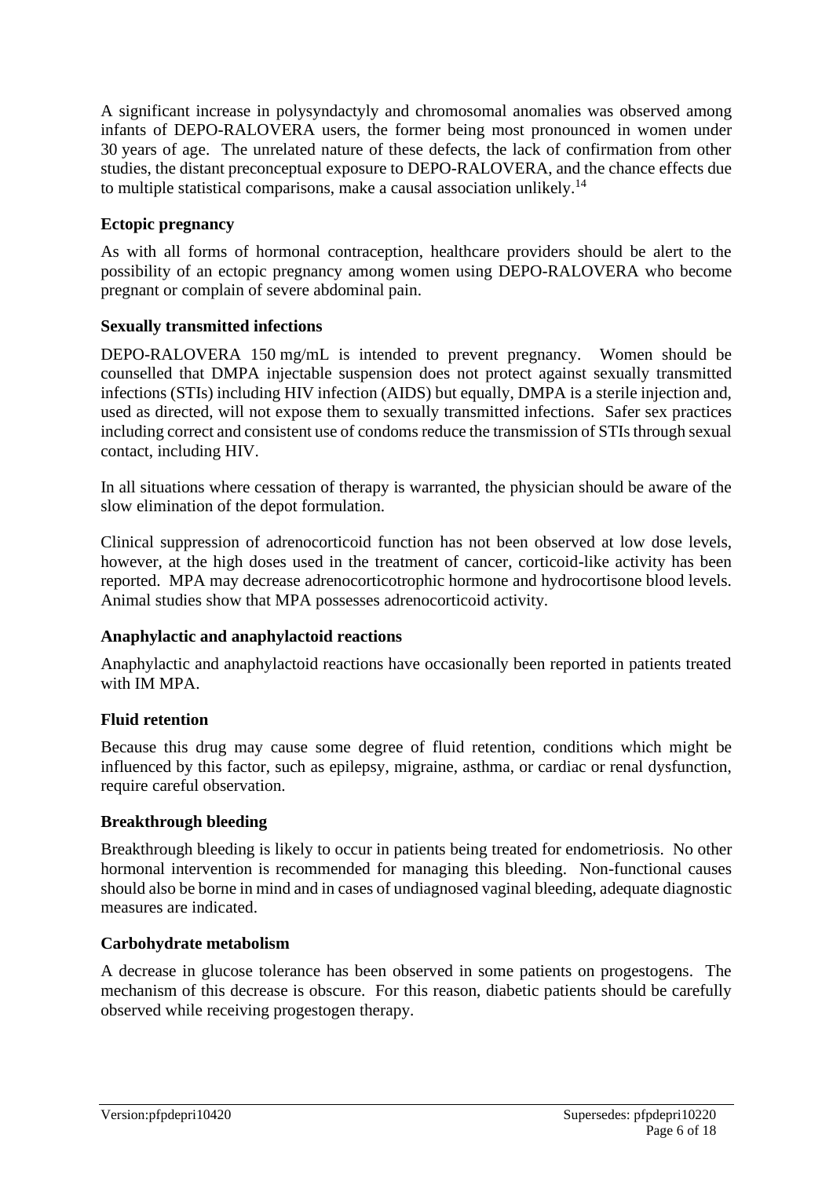A significant increase in polysyndactyly and chromosomal anomalies was observed among infants of DEPO-RALOVERA users, the former being most pronounced in women under 30 years of age. The unrelated nature of these defects, the lack of confirmation from other studies, the distant preconceptual exposure to DEPO-RALOVERA, and the chance effects due to multiple statistical comparisons, make a causal association unlikely.[14]

**Ectopic pregnancy**

As with all forms of hormonal contraception, healthcare providers should be alert to the possibility of an ectopic pregnancy among women using DEPO-RALOVERA who become pregnant or complain of severe abdominal pain.

**Sexually transmitted infections**

DEPO-RALOVERA 150 mg/mL is intended to prevent pregnancy. Women should be counselled that DMPA injectable suspension does not protect against sexually transmitted infections (STIs) including HIV infection (AIDS) but equally, DMPA is a sterile injection and, used as directed, will not expose them to sexually transmitted infections. Safer sex practices including correct and consistent use of condoms reduce the transmission of STIs through sexual contact, including HIV.

In all situations where cessation of therapy is warranted, the physician should be aware of the slow elimination of the depot formulation.

Clinical suppression of adrenocorticoid function has not been observed at low dose levels, however, at the high doses used in the treatment of cancer, corticoid-like activity has been reported. MPA may decrease adrenocorticotrophic hormone and hydrocortisone blood levels. Animal studies show that MPA possesses adrenocorticoid activity.

**Anaphylactic and anaphylactoid reactions**

Anaphylactic and anaphylactoid reactions have occasionally been reported in patients treated with IM MPA.

**Fluid retention**

Because this drug may cause some degree of fluid retention, conditions which might be influenced by this factor, such as epilepsy, migraine, asthma, or cardiac or renal dysfunction, require careful observation.

**Breakthrough bleeding**

Breakthrough bleeding is likely to occur in patients being treated for endometriosis. No other hormonal intervention is recommended for managing this bleeding. Non-functional causes should also be borne in mind and in cases of undiagnosed vaginal bleeding, adequate diagnostic measures are indicated.

**Carbohydrate metabolism**

A decrease in glucose tolerance has been observed in some patients on progestogens. The mechanism of this decrease is obscure. For this reason, diabetic patients should be carefully observed while receiving progestogen therapy.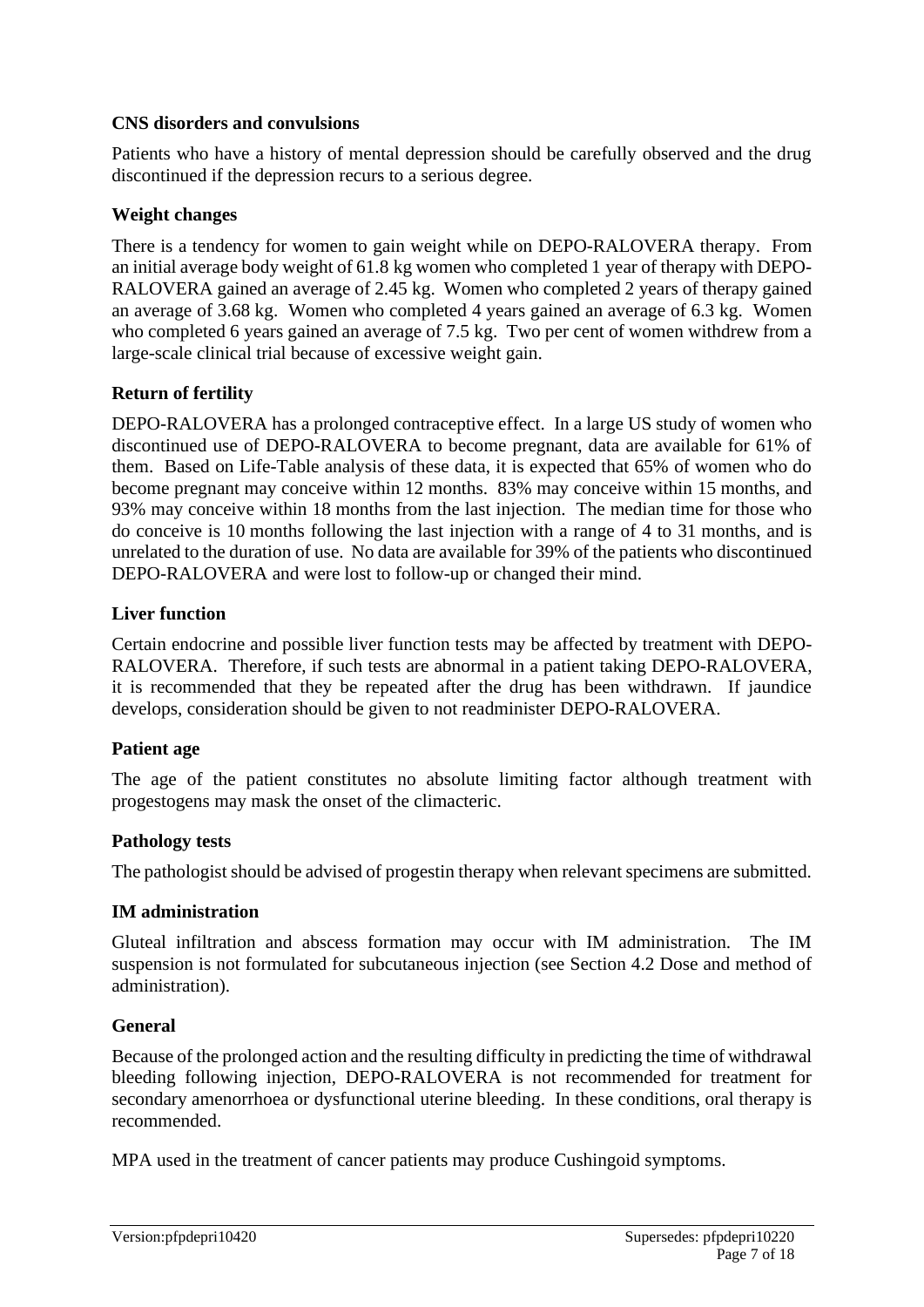### CNS disorders and convulsions

Patients who have a history of mental depression should be carefully observed and the drug discontinued if the depression recurs to a serious degree.

### Weight changes

There is a tendency for women to gain weight while on DEPO-RALOVERA therapy. From an initial average body weight of 61.8 kg women who completed 1 year of therapy with DEPO-RALOVERA gained an average of 2.45 kg. Women who completed 2 years of therapy gained an average of 3.68 kg. Women who completed 4 years gained an average of 6.3 kg. Women who completed 6 years gained an average of 7.5 kg. Two per cent of women withdrew from a large-scale clinical trial because of excessive weight gain.

### Return of fertility

DEPO-RALOVERA has a prolonged contraceptive effect. In a large US study of women who discontinued use of DEPO-RALOVERA to become pregnant, data are available for 61% of them. Based on Life-Table analysis of these data, it is expected that 65% of women who do become pregnant may conceive within 12 months. 83% may conceive within 15 months, and 93% may conceive within 18 months from the last injection. The median time for those who do conceive is 10 months following the last injection with a range of 4 to 31 months, and is unrelated to the duration of use. No data are available for 39% of the patients who discontinued DEPO-RALOVERA and were lost to follow-up or changed their mind.

### Liver function

Certain endocrine and possible liver function tests may be affected by treatment with DEPO-RALOVERA. Therefore, if such tests are abnormal in a patient taking DEPO-RALOVERA, it is recommended that they be repeated after the drug has been withdrawn. If jaundice develops, consideration should be given to not readminister DEPO-RALOVERA.

### Patient age

The age of the patient constitutes no absolute limiting factor although treatment with progestogens may mask the onset of the climacteric.

### Pathology tests

The pathologist should be advised of progestin therapy when relevant specimens are submitted.

### IM administration

Gluteal infiltration and abscess formation may occur with IM administration. The IM suspension is not formulated for subcutaneous injection (see Section 4.2 Dose and method of administration).

### General

Because of the prolonged action and the resulting difficulty in predicting the time of withdrawal bleeding following injection, DEPO-RALOVERA is not recommended for treatment for secondary amenorrhoea or dysfunctional uterine bleeding. In these conditions, oral therapy is recommended.

MPA used in the treatment of cancer patients may produce Cushingoid symptoms.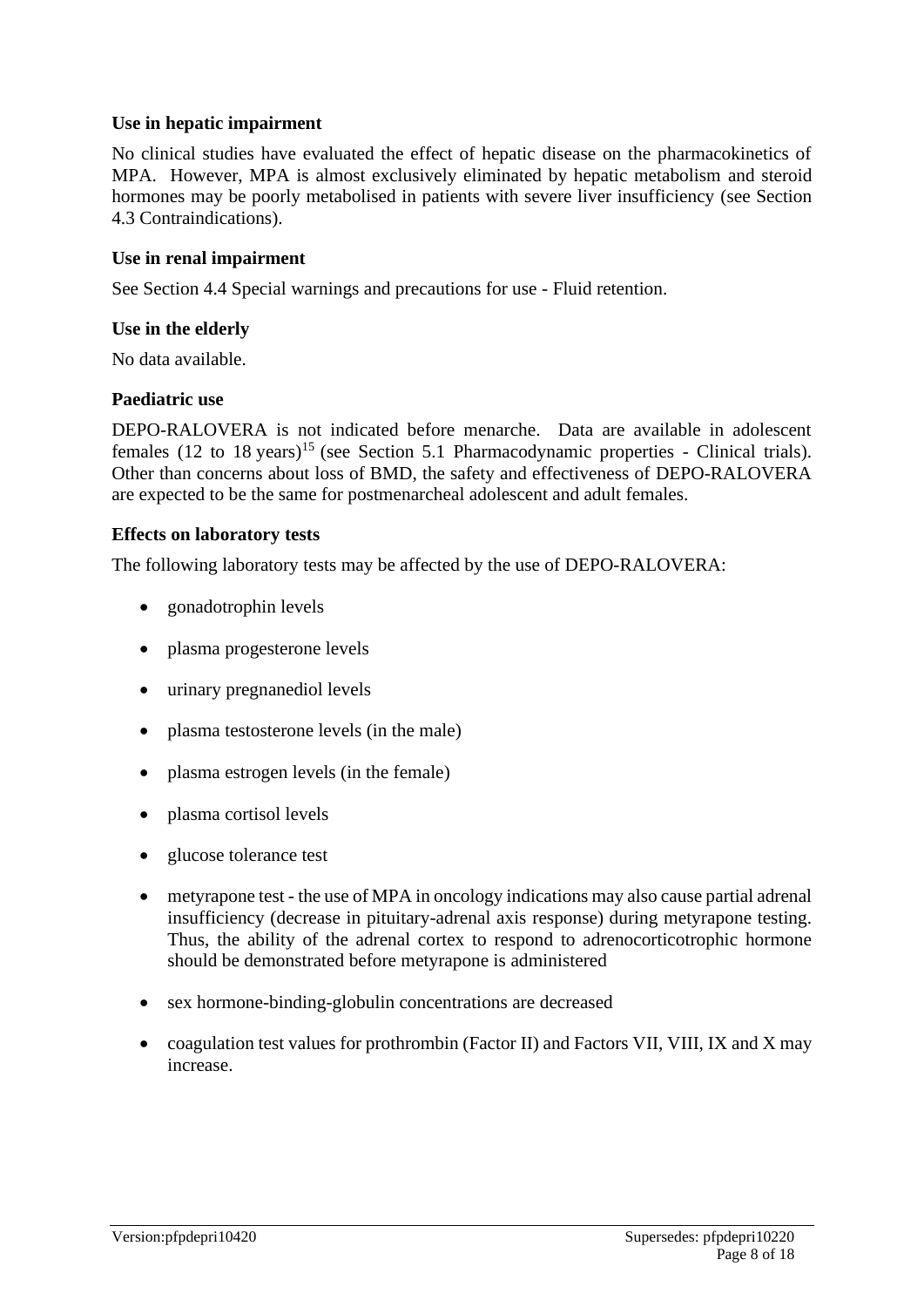**Use in hepatic impairment**

No clinical studies have evaluated the effect of hepatic disease on the pharmacokinetics of MPA. However, MPA is almost exclusively eliminated by hepatic metabolism and steroid hormones may be poorly metabolised in patients with severe liver insufficiency (see Section 4.3 Contraindications).

**Use in renal impairment**

See Section 4.4 Special warnings and precautions for use - Fluid retention.

**Use in the elderly**

No data available.

**Paediatric use**

DEPO-RALOVERA is not indicated before menarche. Data are available in adolescent females (12 to 18 years)[15] (see Section 5.1 Pharmacodynamic properties - Clinical trials). Other than concerns about loss of BMD, the safety and effectiveness of DEPO-RALOVERA are expected to be the same for postmenarcheal adolescent and adult females.

**Effects on laboratory tests**

The following laboratory tests may be affected by the use of DEPO-RALOVERA:

- gonadotrophin levels
- plasma progesterone levels
- urinary pregnanediol levels
- plasma testosterone levels (in the male)
- plasma estrogen levels (in the female)
- plasma cortisol levels
- glucose tolerance test
- metyrapone test - the use of MPA in oncology indications may also cause partial adrenal insufficiency (decrease in pituitary-adrenal axis response) during metyrapone testing. Thus, the ability of the adrenal cortex to respond to adrenocorticotrophic hormone should be demonstrated before metyrapone is administered
- sex hormone-binding-globulin concentrations are decreased
- coagulation test values for prothrombin (Factor II) and Factors VII, VIII, IX and X may increase.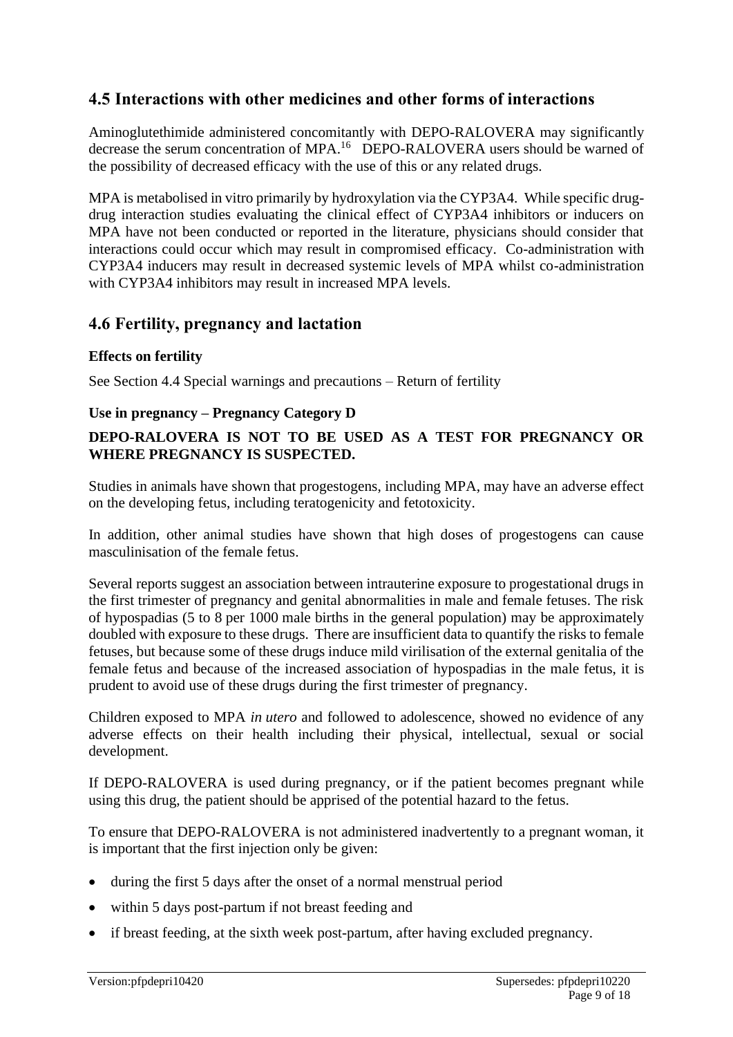## 4.5 Interactions with other medicines and other forms of interactions

Aminoglutethimide administered concomitantly with DEPO-RALOVERA may significantly decrease the serum concentration of MPA.[16] DEPO-RALOVERA users should be warned of the possibility of decreased efficacy with the use of this or any related drugs.

MPA is metabolised in vitro primarily by hydroxylation via the CYP3A4. While specific drug-drug interaction studies evaluating the clinical effect of CYP3A4 inhibitors or inducers on MPA have not been conducted or reported in the literature, physicians should consider that interactions could occur which may result in compromised efficacy. Co-administration with CYP3A4 inducers may result in decreased systemic levels of MPA whilst co-administration with CYP3A4 inhibitors may result in increased MPA levels.

## 4.6 Fertility, pregnancy and lactation

### Effects on fertility

See Section 4.4 Special warnings and precautions – Return of fertility

### Use in pregnancy – Pregnancy Category D

**DEPO-RALOVERA IS NOT TO BE USED AS A TEST FOR PREGNANCY OR WHERE PREGNANCY IS SUSPECTED.**

Studies in animals have shown that progestogens, including MPA, may have an adverse effect on the developing fetus, including teratogenicity and fetotoxicity.

In addition, other animal studies have shown that high doses of progestogens can cause masculinisation of the female fetus.

Several reports suggest an association between intrauterine exposure to progestational drugs in the first trimester of pregnancy and genital abnormalities in male and female fetuses. The risk of hypospadias (5 to 8 per 1000 male births in the general population) may be approximately doubled with exposure to these drugs. There are insufficient data to quantify the risks to female fetuses, but because some of these drugs induce mild virilisation of the external genitalia of the female fetus and because of the increased association of hypospadias in the male fetus, it is prudent to avoid use of these drugs during the first trimester of pregnancy.

Children exposed to MPA *in utero* and followed to adolescence, showed no evidence of any adverse effects on their health including their physical, intellectual, sexual or social development.

If DEPO-RALOVERA is used during pregnancy, or if the patient becomes pregnant while using this drug, the patient should be apprised of the potential hazard to the fetus.

To ensure that DEPO-RALOVERA is not administered inadvertently to a pregnant woman, it is important that the first injection only be given:

- during the first 5 days after the onset of a normal menstrual period
- within 5 days post-partum if not breast feeding and
- if breast feeding, at the sixth week post-partum, after having excluded pregnancy.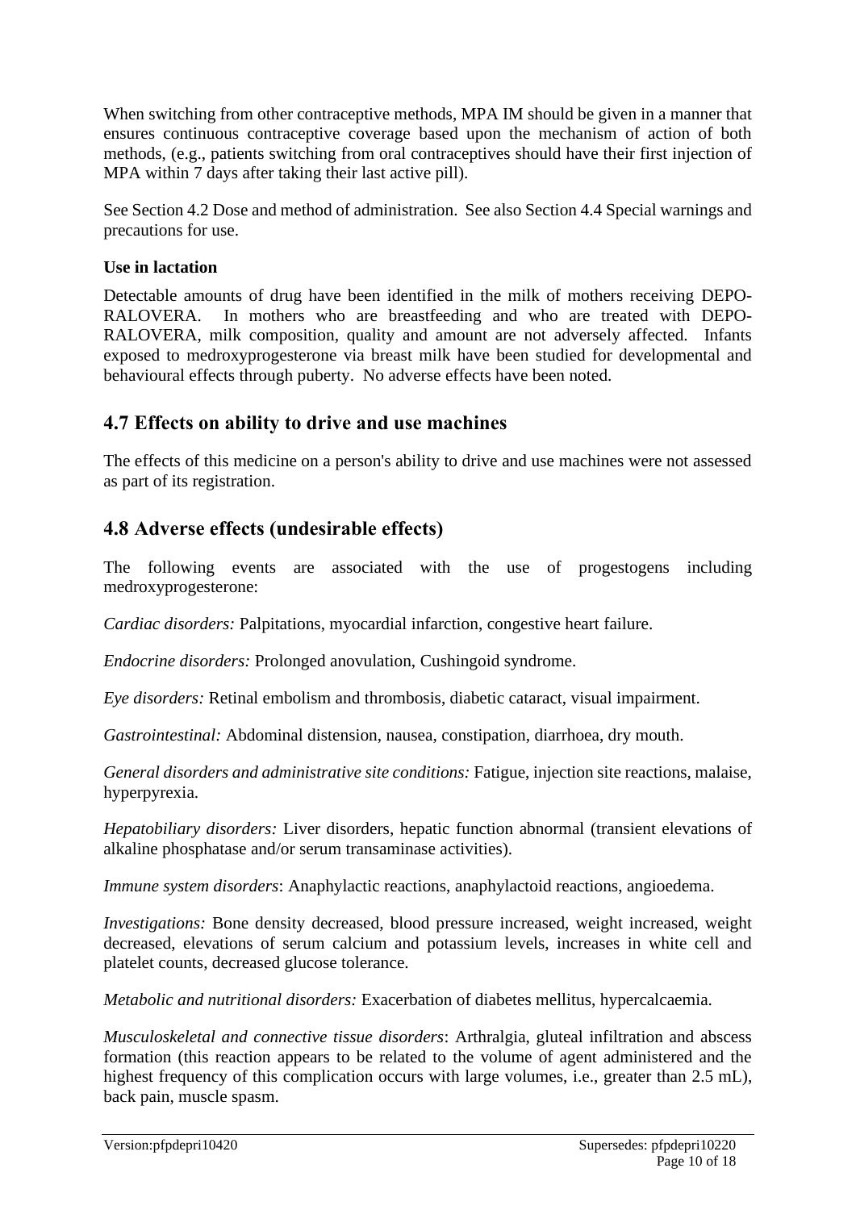When switching from other contraceptive methods, MPA IM should be given in a manner that ensures continuous contraceptive coverage based upon the mechanism of action of both methods, (e.g., patients switching from oral contraceptives should have their first injection of MPA within 7 days after taking their last active pill).

See Section 4.2 Dose and method of administration. See also Section 4.4 Special warnings and precautions for use.

**Use in lactation**

Detectable amounts of drug have been identified in the milk of mothers receiving DEPO-RALOVERA. In mothers who are breastfeeding and who are treated with DEPO-RALOVERA, milk composition, quality and amount are not adversely affected. Infants exposed to medroxyprogesterone via breast milk have been studied for developmental and behavioural effects through puberty. No adverse effects have been noted.

## 4.7 Effects on ability to drive and use machines

The effects of this medicine on a person's ability to drive and use machines were not assessed as part of its registration.

## 4.8 Adverse effects (undesirable effects)

The following events are associated with the use of progestogens including medroxyprogesterone:

*Cardiac disorders:* Palpitations, myocardial infarction, congestive heart failure.

*Endocrine disorders:* Prolonged anovulation, Cushingoid syndrome.

*Eye disorders:* Retinal embolism and thrombosis, diabetic cataract, visual impairment.

*Gastrointestinal:* Abdominal distension, nausea, constipation, diarrhoea, dry mouth.

*General disorders and administrative site conditions:* Fatigue, injection site reactions, malaise, hyperpyrexia.

*Hepatobiliary disorders:* Liver disorders, hepatic function abnormal (transient elevations of alkaline phosphatase and/or serum transaminase activities).

*Immune system disorders*: Anaphylactic reactions, anaphylactoid reactions, angioedema.

*Investigations:* Bone density decreased, blood pressure increased, weight increased, weight decreased, elevations of serum calcium and potassium levels, increases in white cell and platelet counts, decreased glucose tolerance.

*Metabolic and nutritional disorders:* Exacerbation of diabetes mellitus, hypercalcaemia.

*Musculoskeletal and connective tissue disorders*: Arthralgia, gluteal infiltration and abscess formation (this reaction appears to be related to the volume of agent administered and the highest frequency of this complication occurs with large volumes, i.e., greater than 2.5 mL), back pain, muscle spasm.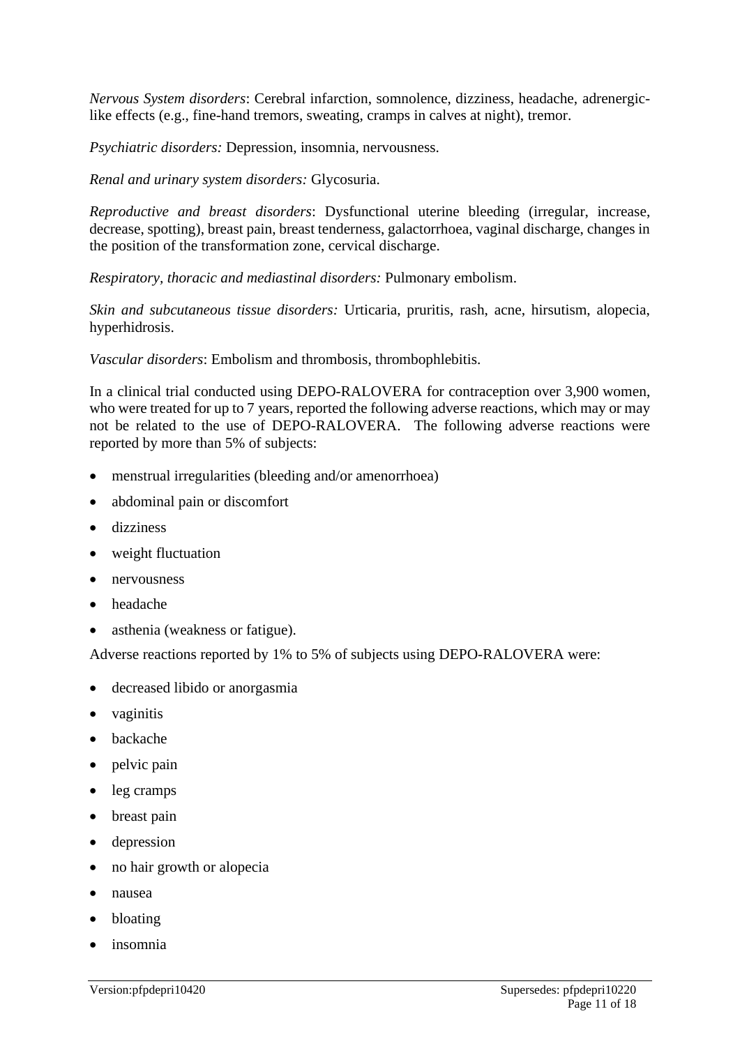*Nervous System disorders*: Cerebral infarction, somnolence, dizziness, headache, adrenergic-like effects (e.g., fine-hand tremors, sweating, cramps in calves at night), tremor.

*Psychiatric disorders:* Depression, insomnia, nervousness.

*Renal and urinary system disorders:* Glycosuria.

*Reproductive and breast disorders*: Dysfunctional uterine bleeding (irregular, increase, decrease, spotting), breast pain, breast tenderness, galactorrhoea, vaginal discharge, changes in the position of the transformation zone, cervical discharge.

*Respiratory, thoracic and mediastinal disorders:* Pulmonary embolism.

*Skin and subcutaneous tissue disorders:* Urticaria, pruritis, rash, acne, hirsutism, alopecia, hyperhidrosis.

*Vascular disorders*: Embolism and thrombosis, thrombophlebitis.

In a clinical trial conducted using DEPO-RALOVERA for contraception over 3,900 women, who were treated for up to 7 years, reported the following adverse reactions, which may or may not be related to the use of DEPO-RALOVERA. The following adverse reactions were reported by more than 5% of subjects:

- menstrual irregularities (bleeding and/or amenorrhoea)
- abdominal pain or discomfort
- dizziness
- weight fluctuation
- nervousness
- headache
- asthenia (weakness or fatigue).

Adverse reactions reported by 1% to 5% of subjects using DEPO-RALOVERA were:

- decreased libido or anorgasmia
- vaginitis
- backache
- pelvic pain
- leg cramps
- breast pain
- depression
- no hair growth or alopecia
- nausea
- bloating
- insomnia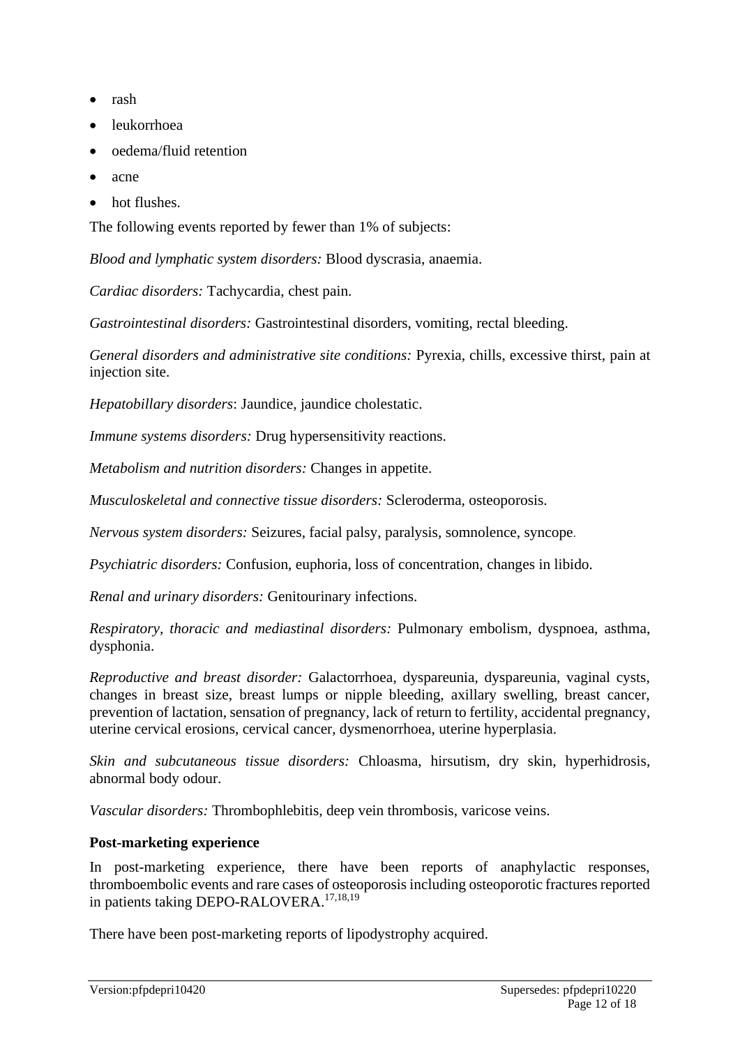- rash
- leukorrhoea
- oedema/fluid retention
- acne
- hot flushes.

The following events reported by fewer than 1% of subjects:

*Blood and lymphatic system disorders:* Blood dyscrasia, anaemia.

*Cardiac disorders:* Tachycardia, chest pain.

*Gastrointestinal disorders:* Gastrointestinal disorders, vomiting, rectal bleeding.

*General disorders and administrative site conditions:* Pyrexia, chills, excessive thirst, pain at injection site.

*Hepatobillary disorders*: Jaundice, jaundice cholestatic.

*Immune systems disorders:* Drug hypersensitivity reactions.

*Metabolism and nutrition disorders:* Changes in appetite.

*Musculoskeletal and connective tissue disorders:* Scleroderma, osteoporosis.

*Nervous system disorders:* Seizures, facial palsy, paralysis, somnolence, syncope.

*Psychiatric disorders:* Confusion, euphoria, loss of concentration, changes in libido.

*Renal and urinary disorders:* Genitourinary infections.

*Respiratory, thoracic and mediastinal disorders:* Pulmonary embolism, dyspnoea, asthma, dysphonia.

*Reproductive and breast disorder:* Galactorrhoea, dyspareunia, dyspareunia, vaginal cysts, changes in breast size, breast lumps or nipple bleeding, axillary swelling, breast cancer, prevention of lactation, sensation of pregnancy, lack of return to fertility, accidental pregnancy, uterine cervical erosions, cervical cancer, dysmenorrhoea, uterine hyperplasia.

*Skin and subcutaneous tissue disorders:* Chloasma, hirsutism, dry skin, hyperhidrosis, abnormal body odour.

*Vascular disorders:* Thrombophlebitis, deep vein thrombosis, varicose veins.

**Post-marketing experience**

In post-marketing experience, there have been reports of anaphylactic responses, thromboembolic events and rare cases of osteoporosis including osteoporotic fractures reported in patients taking DEPO-RALOVERA.[17,18,19]

There have been post-marketing reports of lipodystrophy acquired.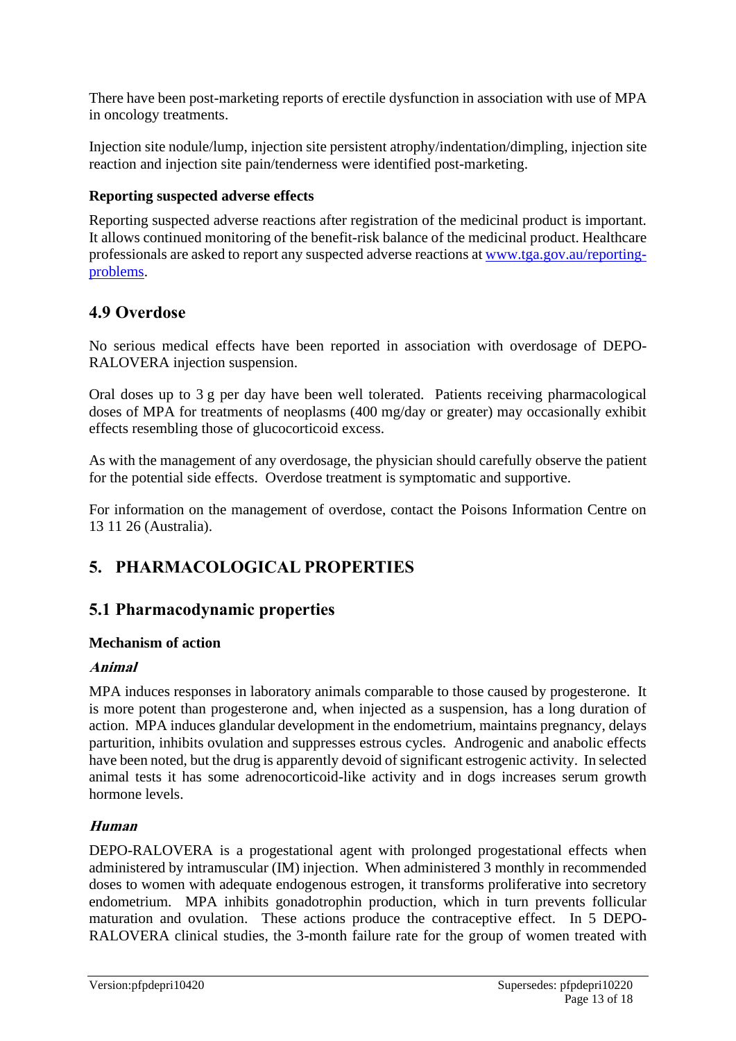There have been post-marketing reports of erectile dysfunction in association with use of MPA in oncology treatments.

Injection site nodule/lump, injection site persistent atrophy/indentation/dimpling, injection site reaction and injection site pain/tenderness were identified post-marketing.

**Reporting suspected adverse effects**

Reporting suspected adverse reactions after registration of the medicinal product is important. It allows continued monitoring of the benefit-risk balance of the medicinal product. Healthcare professionals are asked to report any suspected adverse reactions at [www.tga.gov.au/reporting-problems](http://www.tga.gov.au/reporting-problems).

## 4.9 Overdose

No serious medical effects have been reported in association with overdosage of DEPO-RALOVERA injection suspension.

Oral doses up to 3 g per day have been well tolerated. Patients receiving pharmacological doses of MPA for treatments of neoplasms (400 mg/day or greater) may occasionally exhibit effects resembling those of glucocorticoid excess.

As with the management of any overdosage, the physician should carefully observe the patient for the potential side effects. Overdose treatment is symptomatic and supportive.

For information on the management of overdose, contact the Poisons Information Centre on 13 11 26 (Australia).

# 5. PHARMACOLOGICAL PROPERTIES

## 5.1 Pharmacodynamic properties

**Mechanism of action**

***Animal***

MPA induces responses in laboratory animals comparable to those caused by progesterone. It is more potent than progesterone and, when injected as a suspension, has a long duration of action. MPA induces glandular development in the endometrium, maintains pregnancy, delays parturition, inhibits ovulation and suppresses estrous cycles. Androgenic and anabolic effects have been noted, but the drug is apparently devoid of significant estrogenic activity. In selected animal tests it has some adrenocorticoid-like activity and in dogs increases serum growth hormone levels.

***Human***

DEPO-RALOVERA is a progestational agent with prolonged progestational effects when administered by intramuscular (IM) injection. When administered 3 monthly in recommended doses to women with adequate endogenous estrogen, it transforms proliferative into secretory endometrium. MPA inhibits gonadotrophin production, which in turn prevents follicular maturation and ovulation. These actions produce the contraceptive effect. In 5 DEPO-RALOVERA clinical studies, the 3-month failure rate for the group of women treated with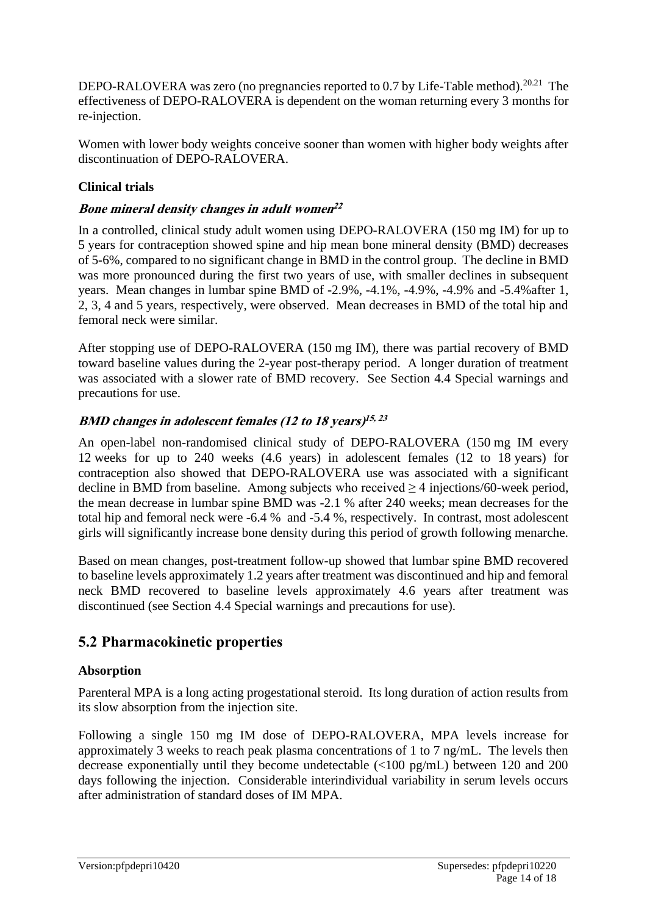DEPO-RALOVERA was zero (no pregnancies reported to 0.7 by Life-Table method).[20,21] The effectiveness of DEPO-RALOVERA is dependent on the woman returning every 3 months for re-injection.

Women with lower body weights conceive sooner than women with higher body weights after discontinuation of DEPO-RALOVERA.

**Clinical trials**

***Bone mineral density changes in adult women[22]***

In a controlled, clinical study adult women using DEPO-RALOVERA (150 mg IM) for up to 5 years for contraception showed spine and hip mean bone mineral density (BMD) decreases of 5-6%, compared to no significant change in BMD in the control group. The decline in BMD was more pronounced during the first two years of use, with smaller declines in subsequent years. Mean changes in lumbar spine BMD of -2.9%, -4.1%, -4.9%, -4.9% and -5.4%after 1, 2, 3, 4 and 5 years, respectively, were observed. Mean decreases in BMD of the total hip and femoral neck were similar.

After stopping use of DEPO-RALOVERA (150 mg IM), there was partial recovery of BMD toward baseline values during the 2-year post-therapy period. A longer duration of treatment was associated with a slower rate of BMD recovery. See Section 4.4 Special warnings and precautions for use.

***BMD changes in adolescent females (12 to 18 years)[15, 23]***

An open-label non-randomised clinical study of DEPO-RALOVERA (150 mg IM every 12 weeks for up to 240 weeks (4.6 years) in adolescent females (12 to 18 years) for contraception also showed that DEPO-RALOVERA use was associated with a significant decline in BMD from baseline. Among subjects who received ≥ 4 injections/60-week period, the mean decrease in lumbar spine BMD was -2.1 % after 240 weeks; mean decreases for the total hip and femoral neck were -6.4 % and -5.4 %, respectively. In contrast, most adolescent girls will significantly increase bone density during this period of growth following menarche.

Based on mean changes, post-treatment follow-up showed that lumbar spine BMD recovered to baseline levels approximately 1.2 years after treatment was discontinued and hip and femoral neck BMD recovered to baseline levels approximately 4.6 years after treatment was discontinued (see Section 4.4 Special warnings and precautions for use).

## 5.2 Pharmacokinetic properties

**Absorption**

Parenteral MPA is a long acting progestational steroid. Its long duration of action results from its slow absorption from the injection site.

Following a single 150 mg IM dose of DEPO-RALOVERA, MPA levels increase for approximately 3 weeks to reach peak plasma concentrations of 1 to 7 ng/mL. The levels then decrease exponentially until they become undetectable (<100 pg/mL) between 120 and 200 days following the injection. Considerable interindividual variability in serum levels occurs after administration of standard doses of IM MPA.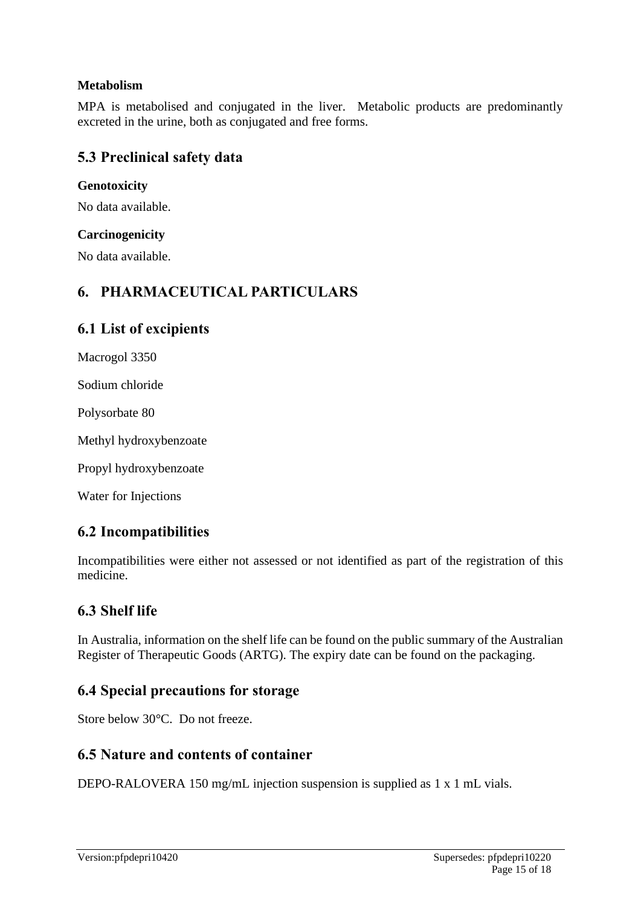#### Metabolism

MPA is metabolised and conjugated in the liver. Metabolic products are predominantly excreted in the urine, both as conjugated and free forms.

## 5.3 Preclinical safety data

#### Genotoxicity

No data available.

#### Carcinogenicity

No data available.

# 6. PHARMACEUTICAL PARTICULARS

## 6.1 List of excipients

Macrogol 3350

Sodium chloride

Polysorbate 80

Methyl hydroxybenzoate

Propyl hydroxybenzoate

Water for Injections

## 6.2 Incompatibilities

Incompatibilities were either not assessed or not identified as part of the registration of this medicine.

## 6.3 Shelf life

In Australia, information on the shelf life can be found on the public summary of the Australian Register of Therapeutic Goods (ARTG). The expiry date can be found on the packaging.

## 6.4 Special precautions for storage

Store below 30°C. Do not freeze.

## 6.5 Nature and contents of container

DEPO-RALOVERA 150 mg/mL injection suspension is supplied as 1 x 1 mL vials.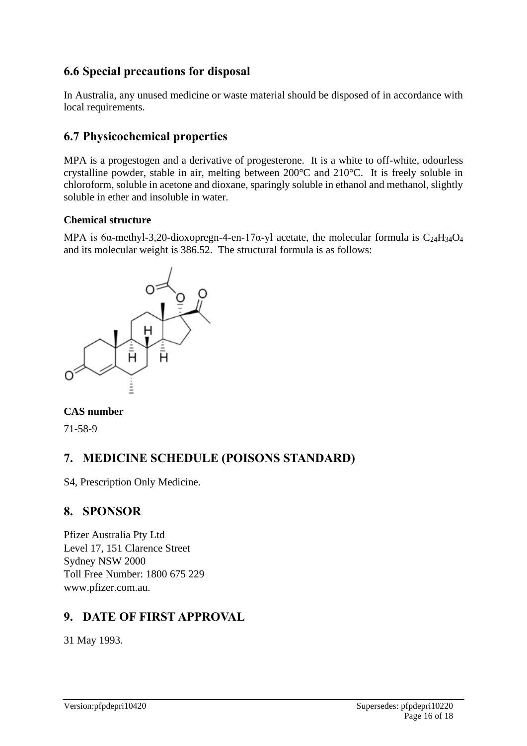## 6.6 Special precautions for disposal

In Australia, any unused medicine or waste material should be disposed of in accordance with local requirements.

## 6.7 Physicochemical properties

MPA is a progestogen and a derivative of progesterone. It is a white to off-white, odourless crystalline powder, stable in air, melting between 200°C and 210°C. It is freely soluble in chloroform, soluble in acetone and dioxane, sparingly soluble in ethanol and methanol, slightly soluble in ether and insoluble in water.

### Chemical structure

MPA is 6α-methyl-3,20-dioxopregn-4-en-17α-yl acetate, the molecular formula is $C_{24}H_{34}O_4$ and its molecular weight is 386.52. The structural formula is as follows:

### CAS number

71-58-9

## 7. MEDICINE SCHEDULE (POISONS STANDARD)

S4, Prescription Only Medicine.

## 8. SPONSOR

Pfizer Australia Pty Ltd
Level 17, 151 Clarence Street
Sydney NSW 2000
Toll Free Number: 1800 675 229
www.pfizer.com.au.

## 9. DATE OF FIRST APPROVAL

31 May 1993.

Version:pfpdepri10420 Supersedes: pfpdepri10220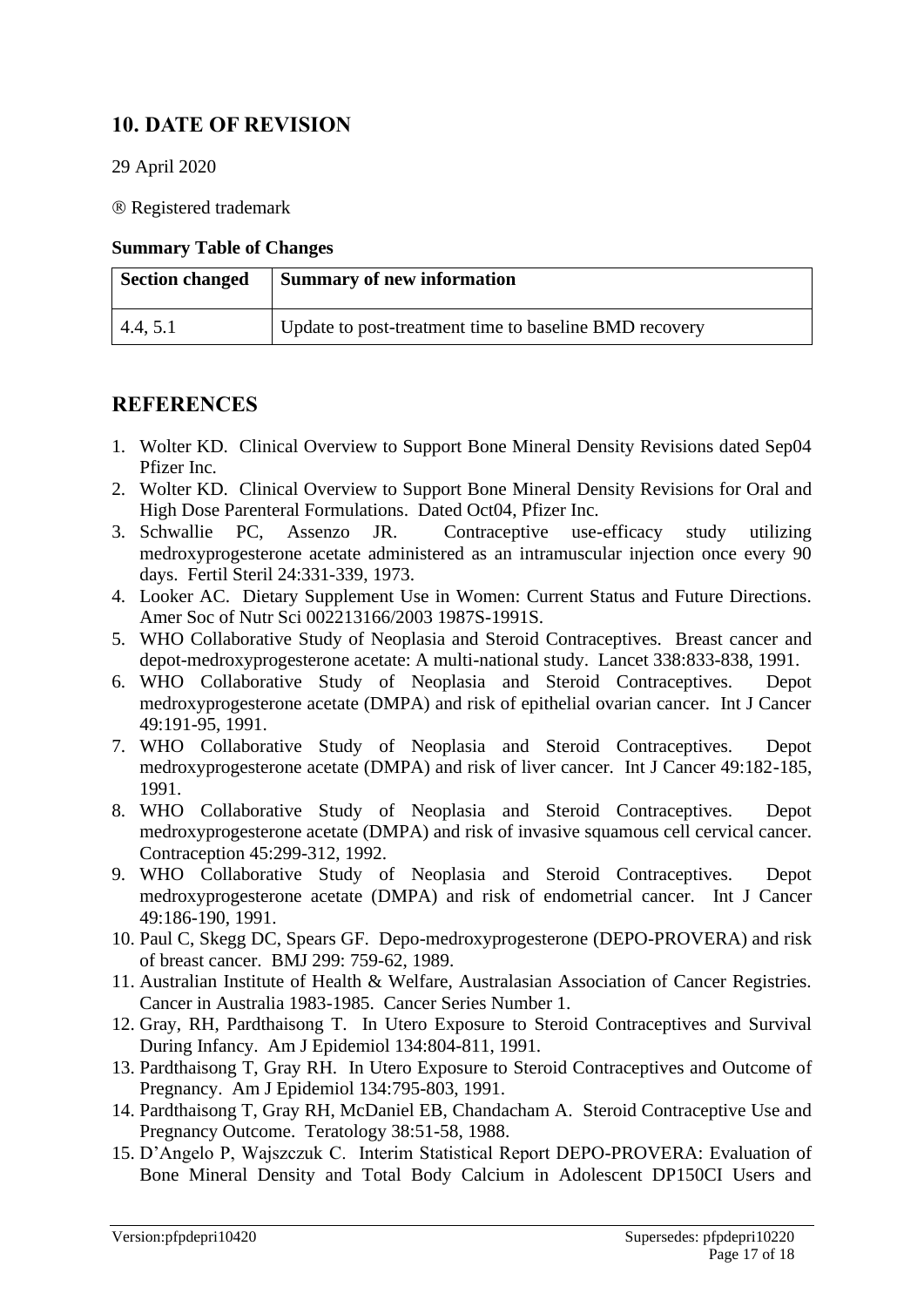## 10. DATE OF REVISION

29 April 2020

® Registered trademark

**Summary Table of Changes**

| Section changed | Summary of new information |
|---|---|
| 4.4, 5.1 | Update to post-treatment time to baseline BMD recovery |

## REFERENCES

1. Wolter KD. Clinical Overview to Support Bone Mineral Density Revisions dated Sep04 Pfizer Inc.
2. Wolter KD. Clinical Overview to Support Bone Mineral Density Revisions for Oral and High Dose Parenteral Formulations. Dated Oct04, Pfizer Inc.
3. Schwallie PC, Assenzo JR. Contraceptive use-efficacy study utilizing medroxyprogesterone acetate administered as an intramuscular injection once every 90 days. Fertil Steril 24:331-339, 1973.
4. Looker AC. Dietary Supplement Use in Women: Current Status and Future Directions. Amer Soc of Nutr Sci 002213166/2003 1987S-1991S.
5. WHO Collaborative Study of Neoplasia and Steroid Contraceptives. Breast cancer and depot-medroxyprogesterone acetate: A multi-national study. Lancet 338:833-838, 1991.
6. WHO Collaborative Study of Neoplasia and Steroid Contraceptives. Depot medroxyprogesterone acetate (DMPA) and risk of epithelial ovarian cancer. Int J Cancer 49:191-95, 1991.
7. WHO Collaborative Study of Neoplasia and Steroid Contraceptives. Depot medroxyprogesterone acetate (DMPA) and risk of liver cancer. Int J Cancer 49:182-185, 1991.
8. WHO Collaborative Study of Neoplasia and Steroid Contraceptives. Depot medroxyprogesterone acetate (DMPA) and risk of invasive squamous cell cervical cancer. Contraception 45:299-312, 1992.
9. WHO Collaborative Study of Neoplasia and Steroid Contraceptives. Depot medroxyprogesterone acetate (DMPA) and risk of endometrial cancer. Int J Cancer 49:186-190, 1991.
10. Paul C, Skegg DC, Spears GF. Depo-medroxyprogesterone (DEPO-PROVERA) and risk of breast cancer. BMJ 299: 759-62, 1989.
11. Australian Institute of Health & Welfare, Australasian Association of Cancer Registries. Cancer in Australia 1983-1985. Cancer Series Number 1.
12. Gray, RH, Pardthaisong T. In Utero Exposure to Steroid Contraceptives and Survival During Infancy. Am J Epidemiol 134:804-811, 1991.
13. Pardthaisong T, Gray RH. In Utero Exposure to Steroid Contraceptives and Outcome of Pregnancy. Am J Epidemiol 134:795-803, 1991.
14. Pardthaisong T, Gray RH, McDaniel EB, Chandacham A. Steroid Contraceptive Use and Pregnancy Outcome. Teratology 38:51-58, 1988.
15. D'Angelo P, Wajszczuk C. Interim Statistical Report DEPO-PROVERA: Evaluation of Bone Mineral Density and Total Body Calcium in Adolescent DP150CI Users and

Version:pfpdepri10420 Supersedes: pfpdepri10220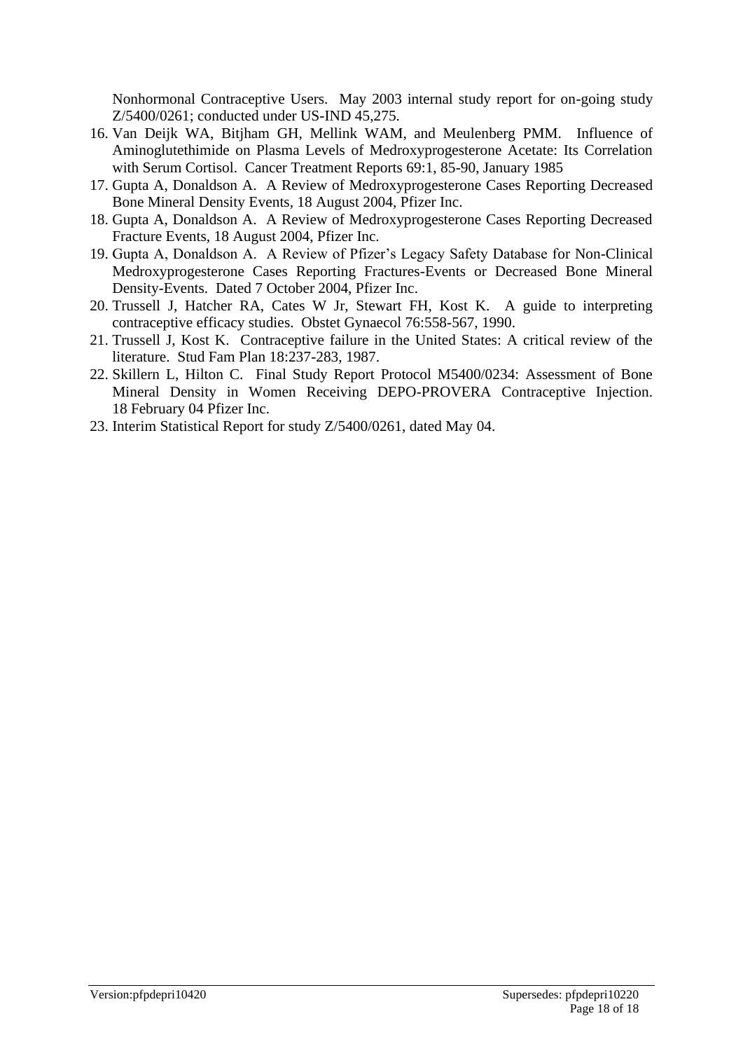Nonhormonal Contraceptive Users. May 2003 internal study report for on-going study Z/5400/0261; conducted under US-IND 45,275.

16. Van Deijk WA, Bitjham GH, Mellink WAM, and Meulenberg PMM. Influence of Aminoglutethimide on Plasma Levels of Medroxyprogesterone Acetate: Its Correlation with Serum Cortisol. Cancer Treatment Reports 69:1, 85-90, January 1985
17. Gupta A, Donaldson A. A Review of Medroxyprogesterone Cases Reporting Decreased Bone Mineral Density Events, 18 August 2004, Pfizer Inc.
18. Gupta A, Donaldson A. A Review of Medroxyprogesterone Cases Reporting Decreased Fracture Events, 18 August 2004, Pfizer Inc.
19. Gupta A, Donaldson A. A Review of Pfizer's Legacy Safety Database for Non-Clinical Medroxyprogesterone Cases Reporting Fractures-Events or Decreased Bone Mineral Density-Events. Dated 7 October 2004, Pfizer Inc.
20. Trussell J, Hatcher RA, Cates W Jr, Stewart FH, Kost K. A guide to interpreting contraceptive efficacy studies. Obstet Gynaecol 76:558-567, 1990.
21. Trussell J, Kost K. Contraceptive failure in the United States: A critical review of the literature. Stud Fam Plan 18:237-283, 1987.
22. Skillern L, Hilton C. Final Study Report Protocol M5400/0234: Assessment of Bone Mineral Density in Women Receiving DEPO-PROVERA Contraceptive Injection. 18 February 04 Pfizer Inc.
23. Interim Statistical Report for study Z/5400/0261, dated May 04.